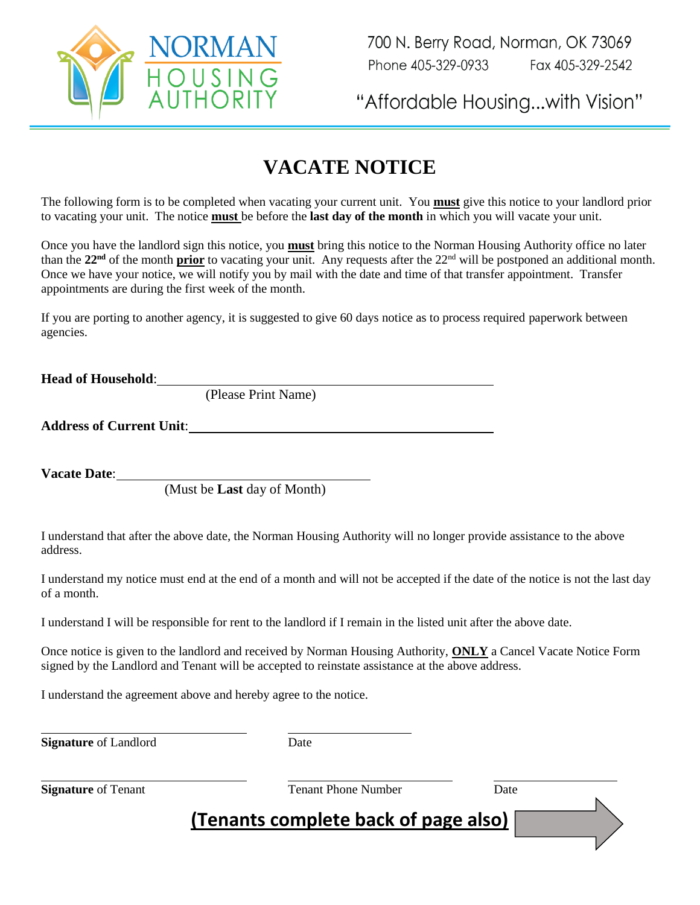NORMAN HOUSING AUTHORITY

700 N. Berry Road, Norman, OK 73069

Phone 405-329-0933 Fax 405-329-2542

"Affordable Housing...with Vision"

# VACATE NOTICE

The following form is to be completed when vacating your current unit. You **must** give this notice to your landlord prior to vacating your unit. The notice **must** be before the **last day of the month** in which you will vacate your unit.

Once you have the landlord sign this notice, you **must** bring this notice to the Norman Housing Authority office no later than the **22nd** of the month **prior** to vacating your unit. Any requests after the 22nd will be postponed an additional month. Once we have your notice, we will notify you by mail with the date and time of that transfer appointment. Transfer appointments are during the first week of the month.

If you are porting to another agency, it is suggested to give 60 days notice as to process required paperwork between agencies.

**Head of Household**: ______________________________________
(Please Print Name)

**Address of Current Unit**: ______________________________________

**Vacate Date**: ______________________________
(Must be **Last** day of Month)

I understand that after the above date, the Norman Housing Authority will no longer provide assistance to the above address.

I understand my notice must end at the end of a month and will not be accepted if the date of the notice is not the last day of a month.

I understand I will be responsible for rent to the landlord if I remain in the listed unit after the above date.

Once notice is given to the landlord and received by Norman Housing Authority, **ONLY** a Cancel Vacate Notice Form signed by the Landlord and Tenant will be accepted to reinstate assistance at the above address.

I understand the agreement above and hereby agree to the notice.

______________________________ ______________________
**Signature** of Landlord Date

______________________________ ______________________ ______________________
**Signature** of Tenant Tenant Phone Number Date

**(Tenants complete back of page also)**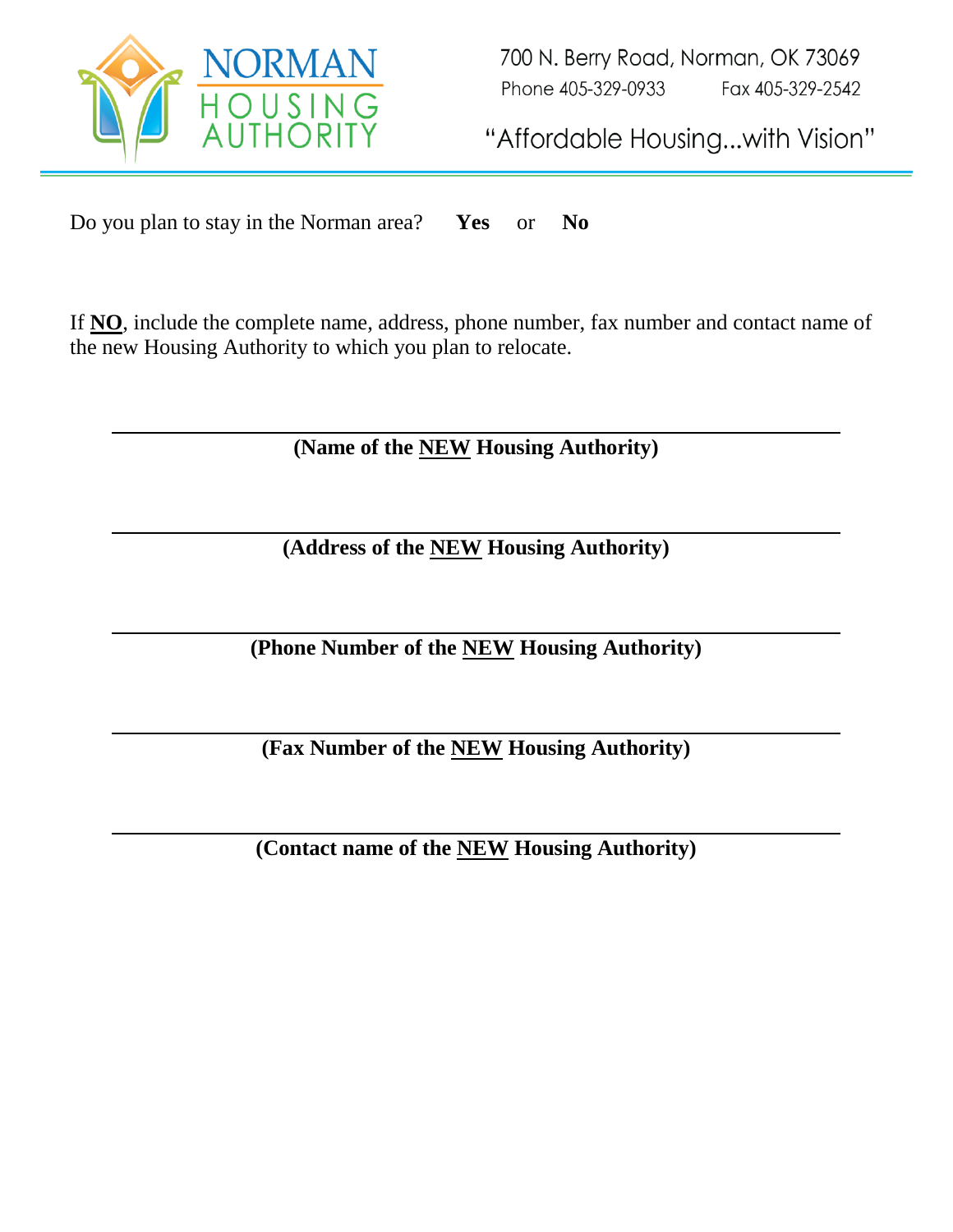NORMAN HOUSING AUTHORITY

700 N. Berry Road, Norman, OK 73069
Phone 405-329-0933 Fax 405-329-2542

"Affordable Housing...with Vision"

Do you plan to stay in the Norman area? **Yes** or **No**

If **NO**, include the complete name, address, phone number, fax number and contact name of the new Housing Authority to which you plan to relocate.

______________________________________________

**(Name of the NEW Housing Authority)**

______________________________________________

**(Address of the NEW Housing Authority)**

______________________________________________

**(Phone Number of the NEW Housing Authority)**

______________________________________________

**(Fax Number of the NEW Housing Authority)**

______________________________________________

**(Contact name of the NEW Housing Authority)**